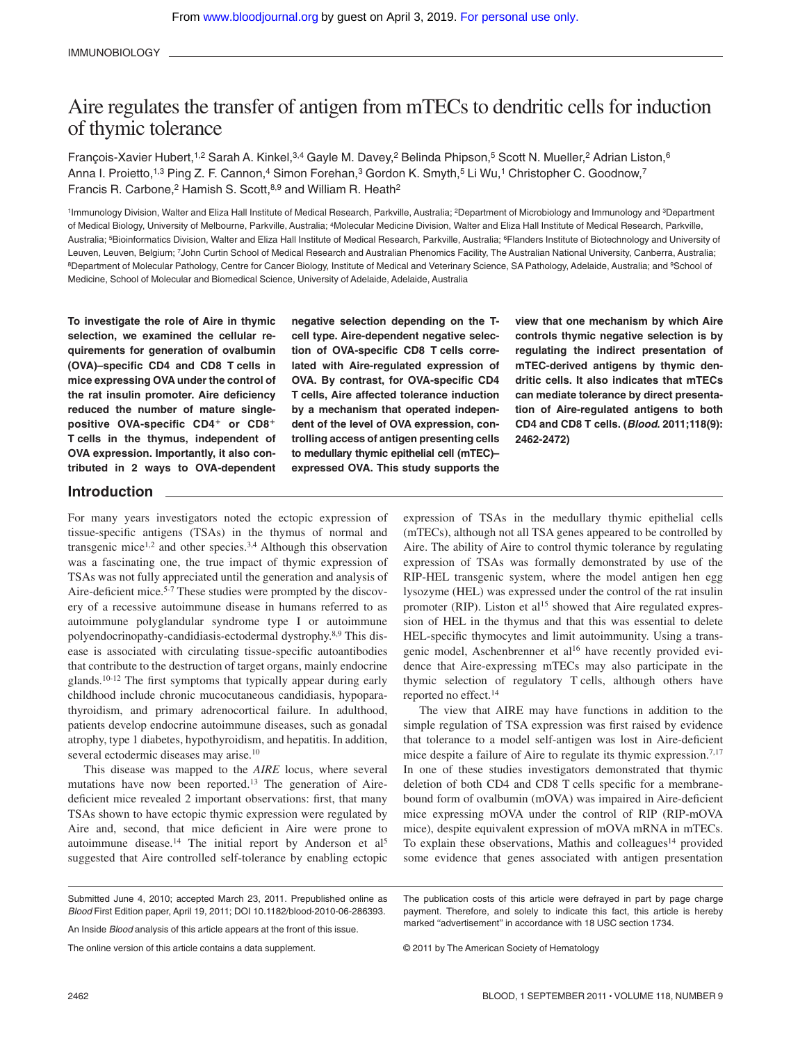# Aire regulates the transfer of antigen from mTECs to dendritic cells for induction of thymic tolerance

François-Xavier Hubert,[1,2] Sarah A. Kinkel,[3,4] Gayle M. Davey,[2] Belinda Phipson,[5] Scott N. Mueller,[2] Adrian Liston,[6] Anna I. Proietto,[1,3] Ping Z. F. Cannon,[4] Simon Forehan,[3] Gordon K. Smyth,[5] Li Wu,[1] Christopher C. Goodnow,[7] Francis R. Carbone,[2] Hamish S. Scott,[8,9] and William R. Heath[2]

[1]Immunology Division, Walter and Eliza Hall Institute of Medical Research, Parkville, Australia; [2]Department of Microbiology and Immunology and [3]Department of Medical Biology, University of Melbourne, Parkville, Australia; [4]Molecular Medicine Division, Walter and Eliza Hall Institute of Medical Research, Parkville, Australia; [5]Bioinformatics Division, Walter and Eliza Hall Institute of Medical Research, Parkville, Australia; [6]Flanders Institute of Biotechnology and University of Leuven, Leuven, Belgium; [7]John Curtin School of Medical Research and Australian Phenomics Facility, The Australian National University, Canberra, Australia; [8]Department of Molecular Pathology, Centre for Cancer Biology, Institute of Medical and Veterinary Science, SA Pathology, Adelaide, Australia; and [9]School of Medicine, School of Molecular and Biomedical Science, University of Adelaide, Adelaide, Australia

**To investigate the role of Aire in thymic selection, we examined the cellular requirements for generation of ovalbumin (OVA)–specific CD4 and CD8 T cells in mice expressing OVA under the control of the rat insulin promoter. Aire deficiency reduced the number of mature single-positive OVA-specific CD4+ or CD8+ T cells in the thymus, independent of OVA expression. Importantly, it also contributed in 2 ways to OVA-dependent negative selection depending on the T-cell type. Aire-dependent negative selection of OVA-specific CD8 T cells correlated with Aire-regulated expression of OVA. By contrast, for OVA-specific CD4 T cells, Aire affected tolerance induction by a mechanism that operated independent of the level of OVA expression, controlling access of antigen presenting cells to medullary thymic epithelial cell (mTEC)–expressed OVA. This study supports the view that one mechanism by which Aire controls thymic negative selection is by regulating the indirect presentation of mTEC-derived antigens by thymic dendritic cells. It also indicates that mTECs can mediate tolerance by direct presentation of Aire-regulated antigens to both CD4 and CD8 T cells. (*Blood*. 2011;118(9): 2462-2472)**

## Introduction

For many years investigators noted the ectopic expression of tissue-specific antigens (TSAs) in the thymus of normal and transgenic mice[1,2] and other species.[3,4] Although this observation was a fascinating one, the true impact of thymic expression of TSAs was not fully appreciated until the generation and analysis of Aire-deficient mice.[5-7] These studies were prompted by the discovery of a recessive autoimmune disease in humans referred to as autoimmune polyglandular syndrome type I or autoimmune polyendocrinopathy-candidiasis-ectodermal dystrophy.[8,9] This disease is associated with circulating tissue-specific autoantibodies that contribute to the destruction of target organs, mainly endocrine glands.[10-12] The first symptoms that typically appear during early childhood include chronic mucocutaneous candidiasis, hypoparathyroidism, and primary adrenocortical failure. In adulthood, patients develop endocrine autoimmune diseases, such as gonadal atrophy, type 1 diabetes, hypothyroidism, and hepatitis. In addition, several ectodermic diseases may arise.[10]

This disease was mapped to the *AIRE* locus, where several mutations have now been reported.[13] The generation of Aire-deficient mice revealed 2 important observations: first, that many TSAs shown to have ectopic thymic expression were regulated by Aire and, second, that mice deficient in Aire were prone to autoimmune disease.[14] The initial report by Anderson et al[5] suggested that Aire controlled self-tolerance by enabling ectopic expression of TSAs in the medullary thymic epithelial cells (mTECs), although not all TSA genes appeared to be controlled by Aire. The ability of Aire to control thymic tolerance by regulating expression of TSAs was formally demonstrated by use of the RIP-HEL transgenic system, where the model antigen hen egg lysozyme (HEL) was expressed under the control of the rat insulin promoter (RIP). Liston et al[15] showed that Aire regulated expression of HEL in the thymus and that this was essential to delete HEL-specific thymocytes and limit autoimmunity. Using a transgenic model, Aschenbrenner et al[16] have recently provided evidence that Aire-expressing mTECs may also participate in the thymic selection of regulatory T cells, although others have reported no effect.[14]

The view that AIRE may have functions in addition to the simple regulation of TSA expression was first raised by evidence that tolerance to a model self-antigen was lost in Aire-deficient mice despite a failure of Aire to regulate its thymic expression.[7,17] In one of these studies investigators demonstrated that thymic deletion of both CD4 and CD8 T cells specific for a membrane-bound form of ovalbumin (mOVA) was impaired in Aire-deficient mice expressing mOVA under the control of RIP (RIP-mOVA mice), despite equivalent expression of mOVA mRNA in mTECs. To explain these observations, Mathis and colleagues[14] provided some evidence that genes associated with antigen presentation

Submitted June 4, 2010; accepted March 23, 2011. Prepublished online as *Blood* First Edition paper, April 19, 2011; DOI 10.1182/blood-2010-06-286393.

An Inside *Blood* analysis of this article appears at the front of this issue.

The online version of this article contains a data supplement.

The publication costs of this article were defrayed in part by page charge payment. Therefore, and solely to indicate this fact, this article is hereby marked "advertisement" in accordance with 18 USC section 1734.

© 2011 by The American Society of Hematology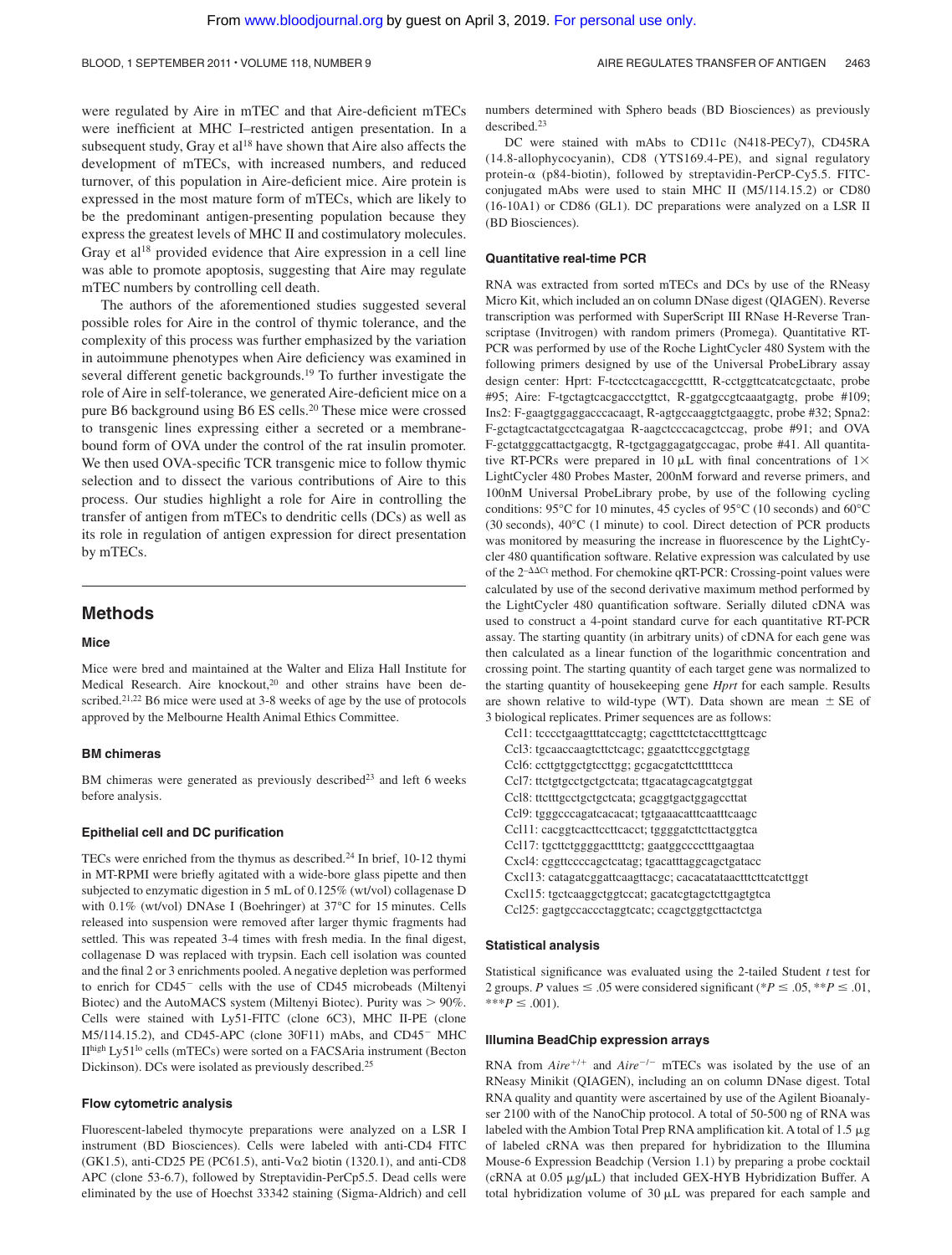were regulated by Aire in mTEC and that Aire-deficient mTECs were inefficient at MHC I–restricted antigen presentation. In a subsequent study, Gray et al[18] have shown that Aire also affects the development of mTECs, with increased numbers, and reduced turnover, of this population in Aire-deficient mice. Aire protein is expressed in the most mature form of mTECs, which are likely to be the predominant antigen-presenting population because they express the greatest levels of MHC II and costimulatory molecules. Gray et al[18] provided evidence that Aire expression in a cell line was able to promote apoptosis, suggesting that Aire may regulate mTEC numbers by controlling cell death.

The authors of the aforementioned studies suggested several possible roles for Aire in the control of thymic tolerance, and the complexity of this process was further emphasized by the variation in autoimmune phenotypes when Aire deficiency was examined in several different genetic backgrounds.[19] To further investigate the role of Aire in self-tolerance, we generated Aire-deficient mice on a pure B6 background using B6 ES cells.[20] These mice were crossed to transgenic lines expressing either a secreted or a membrane-bound form of OVA under the control of the rat insulin promoter. We then used OVA-specific TCR transgenic mice to follow thymic selection and to dissect the various contributions of Aire to this process. Our studies highlight a role for Aire in controlling the transfer of antigen from mTECs to dendritic cells (DCs) as well as its role in regulation of antigen expression for direct presentation by mTECs.

## Methods

### Mice

Mice were bred and maintained at the Walter and Eliza Hall Institute for Medical Research. Aire knockout,[20] and other strains have been described.[21,22] B6 mice were used at 3-8 weeks of age by the use of protocols approved by the Melbourne Health Animal Ethics Committee.

### BM chimeras

BM chimeras were generated as previously described[23] and left 6 weeks before analysis.

### Epithelial cell and DC purification

TECs were enriched from the thymus as described.[24] In brief, 10-12 thymi in MT-RPMI were briefly agitated with a wide-bore glass pipette and then subjected to enzymatic digestion in 5 mL of 0.125% (wt/vol) collagenase D with 0.1% (wt/vol) DNAse I (Boehringer) at 37°C for 15 minutes. Cells released into suspension were removed after larger thymic fragments had settled. This was repeated 3-4 times with fresh media. In the final digest, collagenase D was replaced with trypsin. Each cell isolation was counted and the final 2 or 3 enrichments pooled. A negative depletion was performed to enrich for CD45⁻ cells with the use of CD45 microbeads (Miltenyi Biotec) and the AutoMACS system (Miltenyi Biotec). Purity was > 90%. Cells were stained with Ly51-FITC (clone 6C3), MHC II-PE (clone M5/114.15.2), and CD45-APC (clone 30F11) mAbs, and CD45⁻ MHC II$^{high}$ Ly51$^{lo}$ cells (mTECs) were sorted on a FACSAria instrument (Becton Dickinson). DCs were isolated as previously described.[25]

### Flow cytometric analysis

Fluorescent-labeled thymocyte preparations were analyzed on a LSR I instrument (BD Biosciences). Cells were labeled with anti-CD4 FITC (GK1.5), anti-CD25 PE (PC61.5), anti-V$\alpha$2 biotin (1320.1), and anti-CD8 APC (clone 53-6.7), followed by Streptavidin-PerCP-Cy5.5. Dead cells were eliminated by the use of Hoechst 33342 staining (Sigma-Aldrich) and cell numbers determined with Sphero beads (BD Biosciences) as previously described.[23]

DC were stained with mAbs to CD11c (N418-PECy7), CD45RA (14.8-allophycocyanin), CD8 (YTS169.4-PE), and signal regulatory protein-$\alpha$ (p84-biotin), followed by streptavidin-PerCP-Cy5.5. FITC-conjugated mAbs were used to stain MHC II (M5/114.15.2) or CD80 (16-10A1) or CD86 (GL1). DC preparations were analyzed on a LSR II (BD Biosciences).

### Quantitative real-time PCR

RNA was extracted from sorted mTECs and DCs by use of the RNeasy Micro Kit, which included an on column DNase digest (QIAGEN). Reverse transcription was performed with SuperScript III RNase H-Reverse Transcriptase (Invitrogen) with random primers (Promega). Quantitative RT-PCR was performed by use of the Roche LightCycler 480 System with the following primers designed by use of the Universal ProbeLibrary assay design center: Hprt: F-tcctcctcagaccgctttt, R-cctggttcatcatcgctaatc, probe #95; Aire: F-tgctagtcacgaccctgttct, R-ggatgccgtcaaatgagtg, probe #109; Ins2: F-gaagtggaggacccacaagt, R-agtgccaaggtctgaaggtc, probe #32; Spna2: F-gctagtcactatgcctcagatgaa R-aagctcccacagctccag, probe #91; and OVA F-gctatgggcattactgacgtg, R-tgctgaggagatgccagac, probe #41. All quantitative RT-PCRs were prepared in 10 μL with final concentrations of 1× LightCycler 480 Probes Master, 200nM forward and reverse primers, and 100nM Universal ProbeLibrary probe, by use of the following cycling conditions: 95°C for 10 minutes, 45 cycles of 95°C (10 seconds) and 60°C (30 seconds), 40°C (1 minute) to cool. Direct detection of PCR products was monitored by measuring the increase in fluorescence by the LightCycler 480 quantification software. Relative expression was calculated by use of the $2^{-\Delta\Delta Ct}$ method. For chemokine qRT-PCR: Crossing-point values were calculated by use of the second derivative maximum method performed by the LightCycler 480 quantification software. Serially diluted cDNA was used to construct a 4-point standard curve for each quantitative RT-PCR assay. The starting quantity (in arbitrary units) of cDNA for each gene was then calculated as a linear function of the logarithmic concentration and crossing point. The starting quantity of each target gene was normalized to the starting quantity of housekeeping gene *Hprt* for each sample. Results are shown relative to wild-type (WT). Data shown are mean ± SE of 3 biological replicates. Primer sequences are as follows:

Ccl1: tccctgaagtttatccagtg; cagctttctctacctttgttcagc
Ccl3: tgcaaccaagtcttctcagc; ggaatcttccggctgtagg
Ccl6: ccttgtggctgtccttgg; gcgacgatcttctttttcca
Ccl7: ttctgtgcctgctgctcata; ttgacatagcagcatgtggat
Ccl8: ttctttgcctgctgctcata; gcaggtgactggagccttat
Ccl9: tgggcccagatcacacat; tgtgaaacatttcaatttcaagc
Ccl11: cacggtcacttccttcacct; tggggatcttcttactggtca
Ccl17: tgcttctggggacttttctg; gaatggccccttgaagtaa
Cxcl4: cggttccccagctcatag; tgacatttaggcagctgatacc
Cxcl13: catagatcggattcaagttacgc; cacacatataacttcttcatcttggt
Cxcl15: tgctcaaggctggtccat; gacatcgtagctcttgagtgtca
Ccl25: gagtgccaccctaggtcatc; ccagctggtgcttactctga

### Statistical analysis

Statistical significance was evaluated using the 2-tailed Student *t* test for 2 groups. *P* values ≤ .05 were considered significant (*$P \leq .05$, **$P \leq .01$, ***$P \leq .001$).

### Illumina BeadChip expression arrays

RNA from *Aire*$^{+/+}$ and *Aire*$^{-/-}$ mTECs was isolated by the use of an RNeasy Minikit (QIAGEN), including an on column DNase digest. Total RNA quality and quantity were ascertained by use of the Agilent Bioanalyser 2100 with the NanoChip protocol. A total of 50-500 ng of RNA was labeled with the Ambion Total Prep RNA amplification kit. A total of 1.5 μg of labeled cRNA was then prepared for hybridization to the Illumina Mouse-6 Expression Beadchip (Version 1.1) by preparing a probe cocktail (cRNA at 0.05 μg/μL) that included GEX-HYB Hybridization Buffer. A total hybridization volume of 30 μL was prepared for each sample and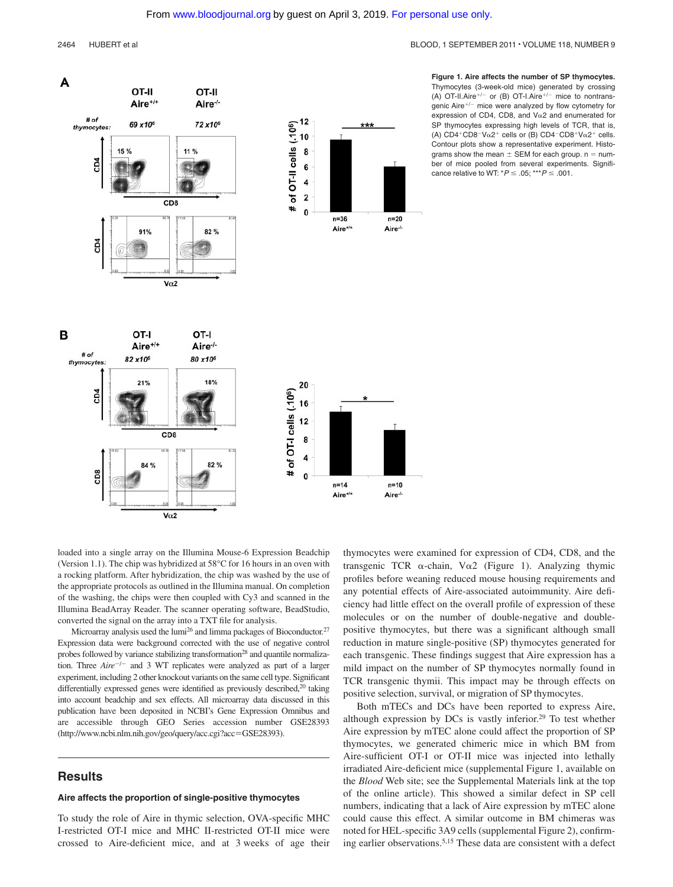**Figure 1. Aire affects the number of SP thymocytes.** Thymocytes (3-week-old mice) generated by crossing (A) OT-II.Aire$^{+/-}$ or (B) OT-I.Aire$^{+/-}$ mice to nontransgenic Aire$^{+/-}$ mice were analyzed by flow cytometry for expression of CD4, CD8, and Vα2 and enumerated for SP thymocytes expressing high levels of TCR, that is, (A) CD4$^{+}$CD8$^{-}$Vα2$^{+}$ cells or (B) CD4$^{-}$CD8$^{+}$Vα2$^{+}$ cells. Contour plots show a representative experiment. Histograms show the mean ± SEM for each group. n = number of mice pooled from several experiments. Significance relative to WT: \*$P \leq .05$; \*\*\*$P \leq .001$.

loaded into a single array on the Illumina Mouse-6 Expression Beadchip (Version 1.1). The chip was hybridized at 58°C for 16 hours in an oven with a rocking platform. After hybridization, the chip was washed by the use of the appropriate protocols as outlined in the Illumina manual. On completion of the washing, the chips were then coupled with Cy3 and scanned in the Illumina BeadArray Reader. The scanner operating software, BeadStudio, converted the signal on the array into a TXT file for analysis.

Microarray analysis used the lumi[26] and limma packages of Bioconductor.[27] Expression data were background corrected with the use of negative control probes followed by variance stabilizing transformation[28] and quantile normalization. Three *Aire*$^{-/-}$ and 3 WT replicates were analyzed as part of a larger experiment, including 2 other knockout variants on the same cell type. Significant differentially expressed genes were identified as previously described,[20] taking into account beadchip and sex effects. All microarray data discussed in this publication have been deposited in NCBI's Gene Expression Omnibus and are accessible through GEO Series accession number GSE28393 (http://www.ncbi.nlm.nih.gov/geo/query/acc.cgi?acc=GSE28393).

## Results

### Aire affects the proportion of single-positive thymocytes

To study the role of Aire in thymic selection, OVA-specific MHC I-restricted OT-I mice and MHC II-restricted OT-II mice were crossed to Aire-deficient mice, and at 3 weeks of age their thymocytes were examined for expression of CD4, CD8, and the transgenic TCR α-chain, Vα2 (Figure 1). Analyzing thymic profiles before weaning reduced mouse housing requirements and any potential effects of Aire-associated autoimmunity. Aire deficiency had little effect on the overall profile of expression of these molecules or on the number of double-negative and double-positive thymocytes, but there was a significant although small reduction in mature single-positive (SP) thymocytes generated for each transgenic. These findings suggest that Aire expression has a mild impact on the number of SP thymocytes normally found in TCR transgenic thymii. This impact may be through effects on positive selection, survival, or migration of SP thymocytes.

Both mTECs and DCs have been reported to express Aire, although expression by DCs is vastly inferior.[29] To test whether Aire expression by mTEC alone could affect the proportion of SP thymocytes, we generated chimeric mice in which BM from Aire-sufficient OT-I or OT-II mice was injected into lethally irradiated Aire-deficient mice (supplemental Figure 1, available on the *Blood* Web site; see the Supplemental Materials link at the top of the online article). This showed a similar defect in SP cell numbers, indicating that a lack of Aire expression by mTEC alone could cause this effect. A similar outcome in BM chimeras was noted for HEL-specific 3A9 cells (supplemental Figure 2), confirming earlier observations.[5,15] These data are consistent with a defect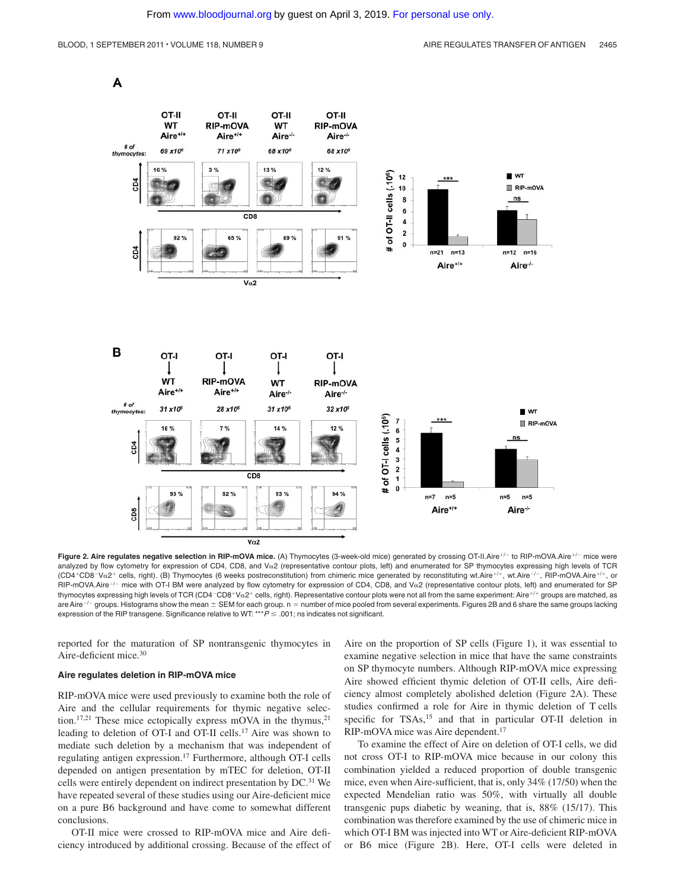**Figure 2. Aire regulates negative selection in RIP-mOVA mice.** (A) Thymocytes (3-week-old mice) generated by crossing OT-II.Aire$^{+/-}$ to RIP-mOVA.Aire$^{+/-}$ mice were analyzed by flow cytometry for expression of CD4, CD8, and V$\alpha$2 (representative contour plots, left) and enumerated for SP thymocytes expressing high levels of TCR (CD4$^{+}$CD8$^{-}$V$\alpha$2$^{+}$ cells, right). (B) Thymocytes (6 weeks postreconstitution) from chimeric mice generated by reconstituting wt.Aire$^{+/+}$, wt.Aire$^{-/-}$, RIP-mOVA.Aire$^{+/+}$, or RIP-mOVA.Aire$^{-/-}$ mice with OT-I BM were analyzed by flow cytometry for expression of CD4, CD8, and V$\alpha$2 (representative contour plots, left) and enumerated for SP thymocytes expressing high levels of TCR (CD4$^{-}$CD8$^{+}$V$\alpha$2$^{+}$ cells, right). Representative contour plots were not all from the same experiment: Aire$^{+/+}$ groups are matched, as are Aire$^{-/-}$ groups. Histograms show the mean ± SEM for each group. n = number of mice pooled from several experiments. Figures 2B and 6 share the same groups lacking expression of the RIP transgene. Significance relative to WT: ***$P \leq .001$; ns indicates not significant.

reported for the maturation of SP nontransgenic thymocytes in Aire-deficient mice.[30]

### Aire regulates deletion in RIP-mOVA mice

RIP-mOVA mice were used previously to examine both the role of Aire and the cellular requirements for thymic negative selection.[17,21] These mice ectopically express mOVA in the thymus,[21] leading to deletion of OT-I and OT-II cells.[17] Aire was shown to mediate such deletion by a mechanism that was independent of regulating antigen expression.[17] Furthermore, although OT-I cells depended on antigen presentation by mTEC for deletion, OT-II cells were entirely dependent on indirect presentation by DC.[31] We have repeated several of these studies using our Aire-deficient mice on a pure B6 background and have come to somewhat different conclusions.

OT-II mice were crossed to RIP-mOVA mice and Aire deficiency introduced by additional crossing. Because of the effect of Aire on the proportion of SP cells (Figure 1), it was essential to examine negative selection in mice that have the same constraints on SP thymocyte numbers. Although RIP-mOVA mice expressing Aire showed efficient thymic deletion of OT-II cells, Aire deficiency almost completely abolished deletion (Figure 2A). These studies confirmed a role for Aire in thymic deletion of T cells specific for TSAs,[15] and that in particular OT-II deletion in RIP-mOVA mice was Aire dependent.[17]

To examine the effect of Aire on deletion of OT-I cells, we did not cross OT-I to RIP-mOVA mice because in our colony this combination yielded a reduced proportion of double transgenic mice, even when Aire-sufficient, that is, only 34% (17/50) when the expected Mendelian ratio was 50%, with virtually all double transgenic pups diabetic by weaning, that is, 88% (15/17). This combination was therefore examined by the use of chimeric mice in which OT-I BM was injected into WT or Aire-deficient RIP-mOVA or B6 mice (Figure 2B). Here, OT-I cells were deleted in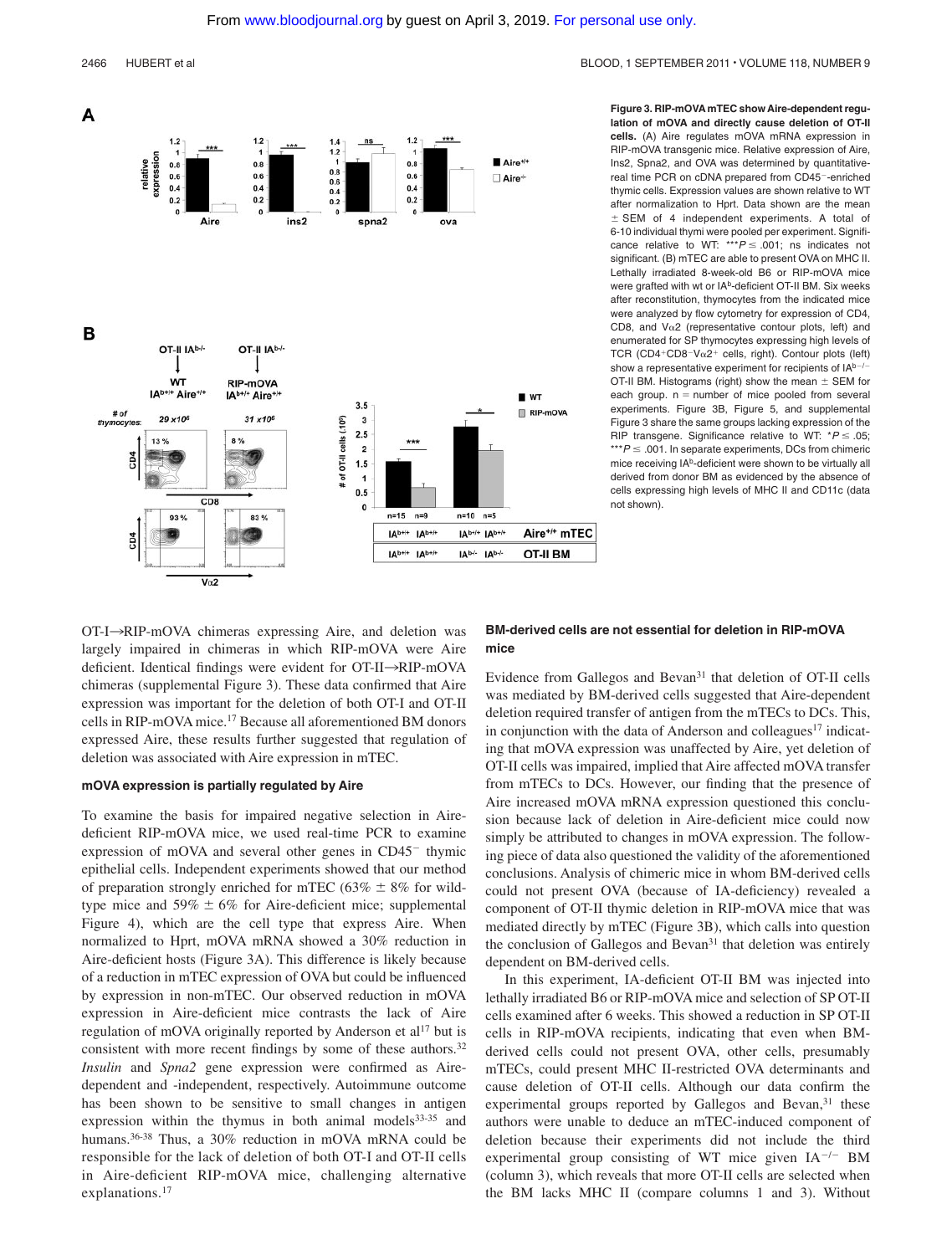**Figure 3. RIP-mOVA mTEC show Aire-dependent regulation of mOVA and directly cause deletion of OT-II cells.** (A) Aire regulates mOVA mRNA expression in RIP-mOVA transgenic mice. Relative expression of Aire, Ins2, Spna2, and OVA was determined by quantitative-real time PCR on cDNA prepared from CD45⁻-enriched thymic cells. Expression values are shown relative to WT after normalization to Hprt. Data shown are the mean ± SEM of 4 independent experiments. A total of 6-10 individual thymi were pooled per experiment. Significance relative to WT: ***$P \leq .001$; ns indicates not significant. (B) mTEC are able to present OVA on MHC II. Lethally irradiated 8-week-old B6 or RIP-mOVA mice were grafted with wt or IA$^b$-deficient OT-II BM. Six weeks after reconstitution, thymocytes from the indicated mice were analyzed by flow cytometry for expression of CD4, CD8, and V$\alpha$2 (representative contour plots, left) and enumerated for SP thymocytes expressing high levels of TCR (CD4$^+$CD8$^-$V$\alpha$2$^+$ cells, right). Contour plots (left) show a representative experiment for recipients of IA$^{b-/-}$ OT-II BM. Histograms (right) show the mean ± SEM for each group. n = number of mice pooled from several experiments. Figure 3B, Figure 5, and supplemental Figure 3 share the same groups lacking expression of the RIP transgene. Significance relative to WT: *$P \leq .05$; ***$P \leq .001$. In separate experiments, DCs from chimeric mice receiving IA$^b$-deficient were shown to be virtually all derived from donor BM as evidenced by the absence of cells expressing high levels of MHC II and CD11c (data not shown).

OT-I→RIP-mOVA chimeras expressing Aire, and deletion was largely impaired in chimeras in which RIP-mOVA were Aire deficient. Identical findings were evident for OT-II→RIP-mOVA chimeras (supplemental Figure 3). These data confirmed that Aire expression was important for the deletion of both OT-I and OT-II cells in RIP-mOVA mice.[17] Because all aforementioned BM donors expressed Aire, these results further suggested that regulation of deletion was associated with Aire expression in mTEC.

### mOVA expression is partially regulated by Aire

To examine the basis for impaired negative selection in Aire-deficient RIP-mOVA mice, we used real-time PCR to examine expression of mOVA and several other genes in CD45⁻ thymic epithelial cells. Independent experiments showed that our method of preparation strongly enriched for mTEC (63% ± 8% for wild-type mice and 59% ± 6% for Aire-deficient mice; supplemental Figure 4), which are the cell type that express Aire. When normalized to Hprt, mOVA mRNA showed a 30% reduction in Aire-deficient hosts (Figure 3A). This difference is likely because of a reduction in mTEC expression of OVA but could be influenced by expression in non-mTEC. Our observed reduction in mOVA expression in Aire-deficient mice contrasts the lack of Aire regulation of mOVA originally reported by Anderson et al[17] but is consistent with more recent findings by some of these authors.[32] *Insulin* and *Spna2* gene expression were confirmed as Aire-dependent and -independent, respectively. Autoimmune outcome has been shown to be sensitive to small changes in antigen expression within the thymus in both animal models[33-35] and humans.[36-38] Thus, a 30% reduction in mOVA mRNA could be responsible for the lack of deletion of both OT-I and OT-II cells in Aire-deficient RIP-mOVA mice, challenging alternative explanations.[17]

### BM-derived cells are not essential for deletion in RIP-mOVA mice

Evidence from Gallegos and Bevan[31] that deletion of OT-II cells was mediated by BM-derived cells suggested that Aire-dependent deletion required transfer of antigen from the mTECs to DCs. This, in conjunction with the data of Anderson and colleagues[17] indicating that mOVA expression was unaffected by Aire, yet deletion of OT-II cells was impaired, implied that Aire affected mOVA transfer from mTECs to DCs. However, our finding that the presence of Aire increased mOVA mRNA expression questioned this conclusion because lack of deletion in Aire-deficient mice could now simply be attributed to changes in mOVA expression. The following piece of data also questioned the validity of the aforementioned conclusions. Analysis of chimeric mice in whom BM-derived cells could not present OVA (because of IA-deficiency) revealed a component of OT-II thymic deletion in RIP-mOVA mice that was mediated directly by mTEC (Figure 3B), which calls into question the conclusion of Gallegos and Bevan[31] that deletion was entirely dependent on BM-derived cells.

In this experiment, IA-deficient OT-II BM was injected into lethally irradiated B6 or RIP-mOVA mice and selection of SP OT-II cells examined after 6 weeks. This showed a reduction in SP OT-II cells in RIP-mOVA recipients, indicating that even when BM-derived cells could not present OVA, other cells, presumably mTECs, could present MHC II-restricted OVA determinants and cause deletion of OT-II cells. Although our data confirm the experimental groups reported by Gallegos and Bevan,[31] these authors were unable to deduce an mTEC-induced component of deletion because their experiments did not include the third experimental group consisting of WT mice given IA$^{-/-}$ BM (column 3), which reveals that more OT-II cells are selected when the BM lacks MHC II (compare columns 1 and 3). Without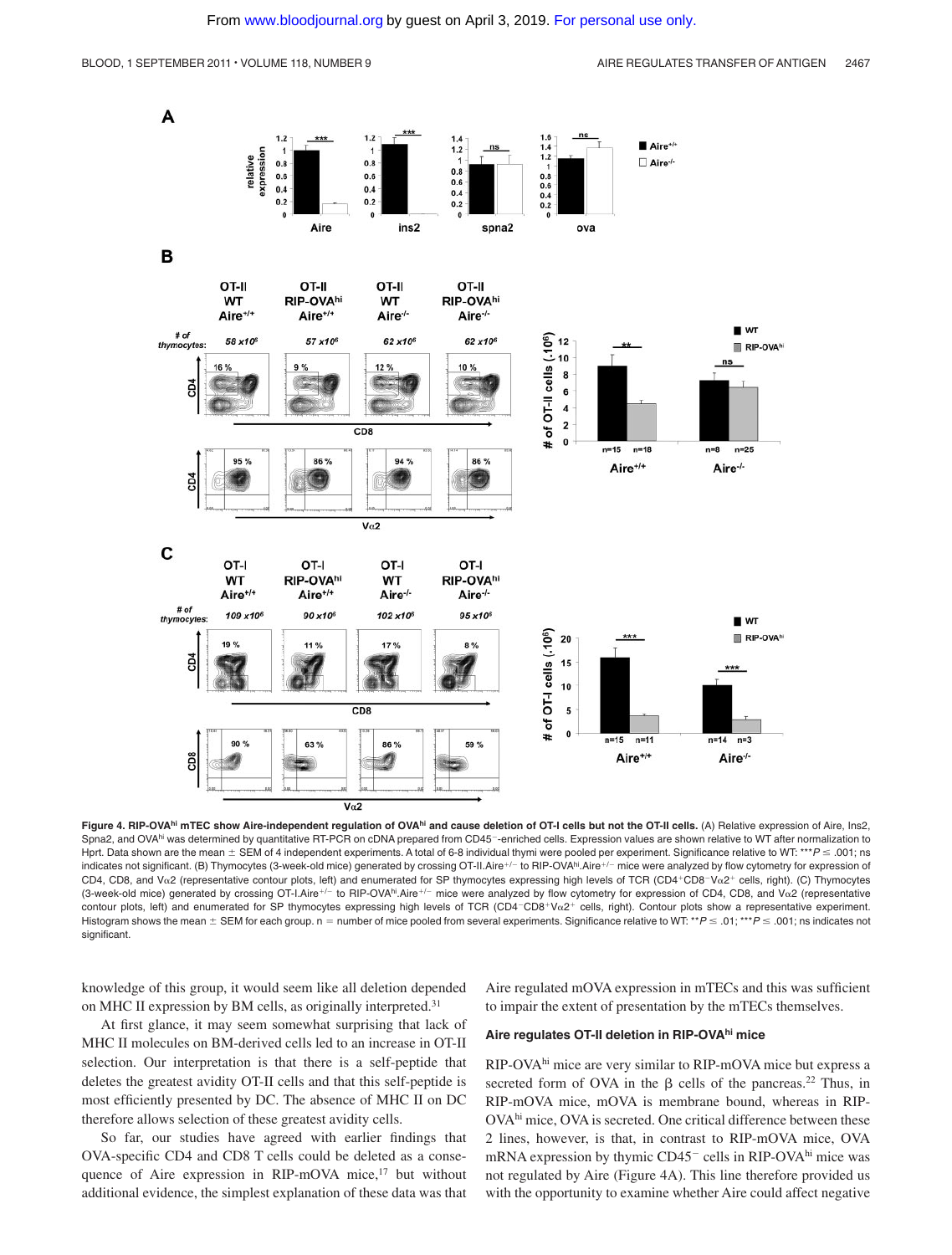**Figure 4. RIP-OVA^hi mTEC show Aire-independent regulation of OVA^hi and cause deletion of OT-I cells but not the OT-II cells.** (A) Relative expression of Aire, Ins2, Spna2, and OVA^hi was determined by quantitative RT-PCR on cDNA prepared from CD45⁻-enriched cells. Expression values are shown relative to WT after normalization to Hprt. Data shown are the mean ± SEM of 4 independent experiments. A total of 6-8 individual thymi were pooled per experiment. Significance relative to WT: \*\*\*$P \leq .001$; ns indicates not significant. (B) Thymocytes (3-week-old mice) generated by crossing OT-II.Aire$^{+/-}$ to RIP-OVA$^{hi}$.Aire$^{+/-}$ mice were analyzed by flow cytometry for expression of CD4, CD8, and V$\alpha$2 (representative contour plots, left) and enumerated for SP thymocytes expressing high levels of TCR (CD4$^{+}$CD8$^{-}$V$\alpha$2$^{+}$ cells, right). (C) Thymocytes (3-week-old mice) generated by crossing OT-I.Aire$^{+/-}$ to RIP-OVA$^{hi}$.Aire$^{+/-}$ mice were analyzed by flow cytometry for expression of CD4, CD8, and V$\alpha$2 (representative contour plots, left) and enumerated for SP thymocytes expressing high levels of TCR (CD4$^{-}$CD8$^{+}$V$\alpha$2$^{+}$ cells, right). Contour plots show a representative experiment. Histogram shows the mean ± SEM for each group. n = number of mice pooled from several experiments. Significance relative to WT: \*\*$P \leq .01$; \*\*\*$P \leq .001$; ns indicates not significant.

knowledge of this group, it would seem like all deletion depended on MHC II expression by BM cells, as originally interpreted.[31]

At first glance, it may seem somewhat surprising that lack of MHC II molecules on BM-derived cells led to an increase in OT-II selection. Our interpretation is that there is a self-peptide that deletes the greatest avidity OT-II cells and that this self-peptide is most efficiently presented by DC. The absence of MHC II on DC therefore allows selection of these greatest avidity cells.

So far, our studies have agreed with earlier findings that OVA-specific CD4 and CD8 T cells could be deleted as a consequence of Aire expression in RIP-mOVA mice,[17] but without additional evidence, the simplest explanation of these data was that Aire regulated mOVA expression in mTECs and this was sufficient to impair the extent of presentation by the mTECs themselves.

### Aire regulates OT-II deletion in RIP-OVA^hi mice

RIP-OVA^hi mice are very similar to RIP-mOVA mice but express a secreted form of OVA in the β cells of the pancreas.[22] Thus, in RIP-mOVA mice, mOVA is membrane bound, whereas in RIP-OVA^hi mice, OVA is secreted. One critical difference between these 2 lines, however, is that, in contrast to RIP-mOVA mice, OVA mRNA expression by thymic CD45⁻ cells in RIP-OVA^hi mice was not regulated by Aire (Figure 4A). This line therefore provided us with the opportunity to examine whether Aire could affect negative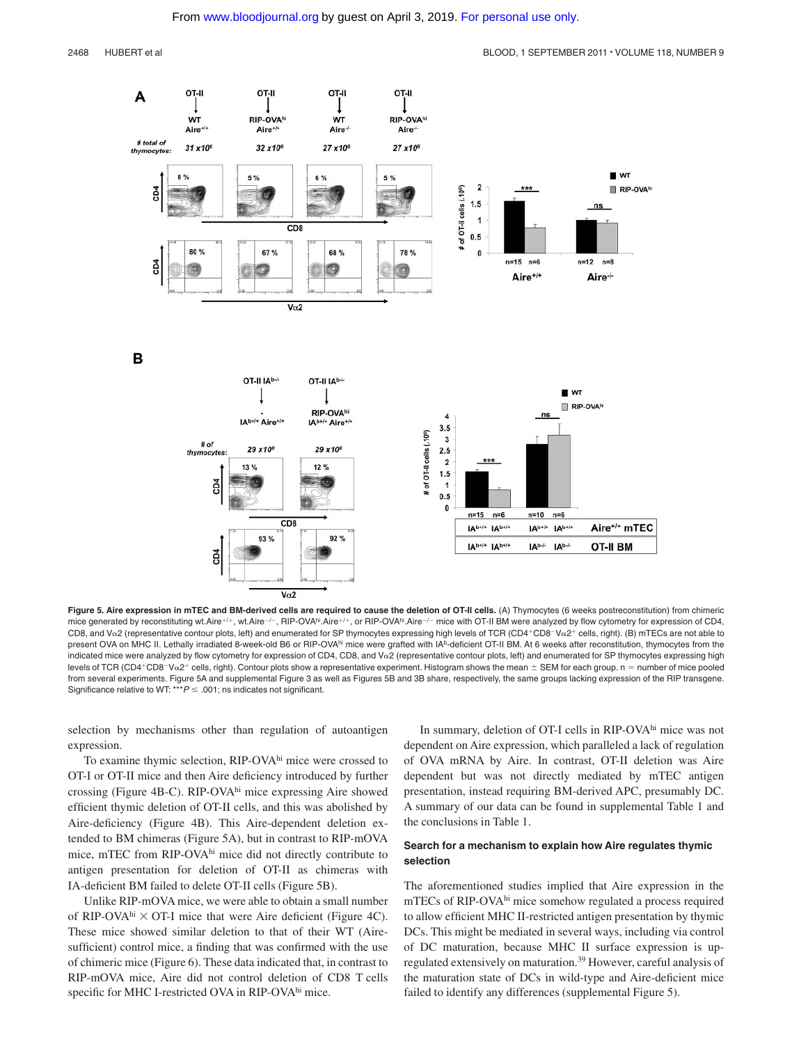**Figure 5. Aire expression in mTEC and BM-derived cells are required to cause the deletion of OT-II cells.** (A) Thymocytes (6 weeks postreconstitution) from chimeric mice generated by reconstituting wt.Aire$^{+/+}$, wt.Aire$^{-/-}$, RIP-OVA$^{hi}$.Aire$^{+/+}$, or RIP-OVA$^{hi}$.Aire$^{-/-}$ mice with OT-II BM were analyzed by flow cytometry for expression of CD4, CD8, and Vα2 (representative contour plots, left) and enumerated for SP thymocytes expressing high levels of TCR (CD4$^{+}$CD8$^{-}$Vα2$^{+}$ cells, right). (B) mTECs are not able to present OVA on MHC II. Lethally irradiated 8-week-old B6 or RIP-OVA$^{hi}$ mice were grafted with IA$^{b}$-deficient OT-II BM. At 6 weeks after reconstitution, thymocytes from the indicated mice were analyzed by flow cytometry for expression of CD4, CD8, and Vα2 (representative contour plots, left) and enumerated for SP thymocytes expressing high levels of TCR (CD4$^{+}$CD8$^{-}$Vα2$^{+}$ cells, right). Contour plots show a representative experiment. Histogram shows the mean ± SEM for each group. n = number of mice pooled from several experiments. Figure 5A and supplemental Figure 3 as well as Figures 5B and 3B share, respectively, the same groups lacking expression of the RIP transgene. Significance relative to WT: ***$P \leq .001$; ns indicates not significant.

selection by mechanisms other than regulation of autoantigen expression.

To examine thymic selection, RIP-OVA$^{hi}$ mice were crossed to OT-I or OT-II mice and then Aire deficiency introduced by further crossing (Figure 4B-C). RIP-OVA$^{hi}$ mice expressing Aire showed efficient thymic deletion of OT-II cells, and this was abolished by Aire-deficiency (Figure 4B). This Aire-dependent deletion extended to BM chimeras (Figure 5A), but in contrast to RIP-mOVA mice, mTEC from RIP-OVA$^{hi}$ mice did not directly contribute to antigen presentation for deletion of OT-II as chimeras with IA-deficient BM failed to delete OT-II cells (Figure 5B).

Unlike RIP-mOVA mice, we were able to obtain a small number of RIP-OVA$^{hi}$ × OT-I mice that were Aire deficient (Figure 4C). These mice showed similar deletion to that of their WT (Aire-sufficient) control mice, a finding that was confirmed with the use of chimeric mice (Figure 6). These data indicated that, in contrast to RIP-mOVA mice, Aire did not control deletion of CD8 T cells specific for MHC I-restricted OVA in RIP-OVA$^{hi}$ mice.

In summary, deletion of OT-I cells in RIP-OVA$^{hi}$ mice was not dependent on Aire expression, which paralleled a lack of regulation of OVA mRNA by Aire. In contrast, OT-II deletion was Aire dependent but was not directly mediated by mTEC antigen presentation, instead requiring BM-derived APC, presumably DC. A summary of our data can be found in supplemental Table 1 and the conclusions in Table 1.

### Search for a mechanism to explain how Aire regulates thymic selection

The aforementioned studies implied that Aire expression in the mTECs of RIP-OVA$^{hi}$ mice somehow regulated a process required to allow efficient MHC II-restricted antigen presentation by thymic DCs. This might be mediated in several ways, including via control of DC maturation, because MHC II surface expression is upregulated extensively on maturation.[39] However, careful analysis of the maturation state of DCs in wild-type and Aire-deficient mice failed to identify any differences (supplemental Figure 5).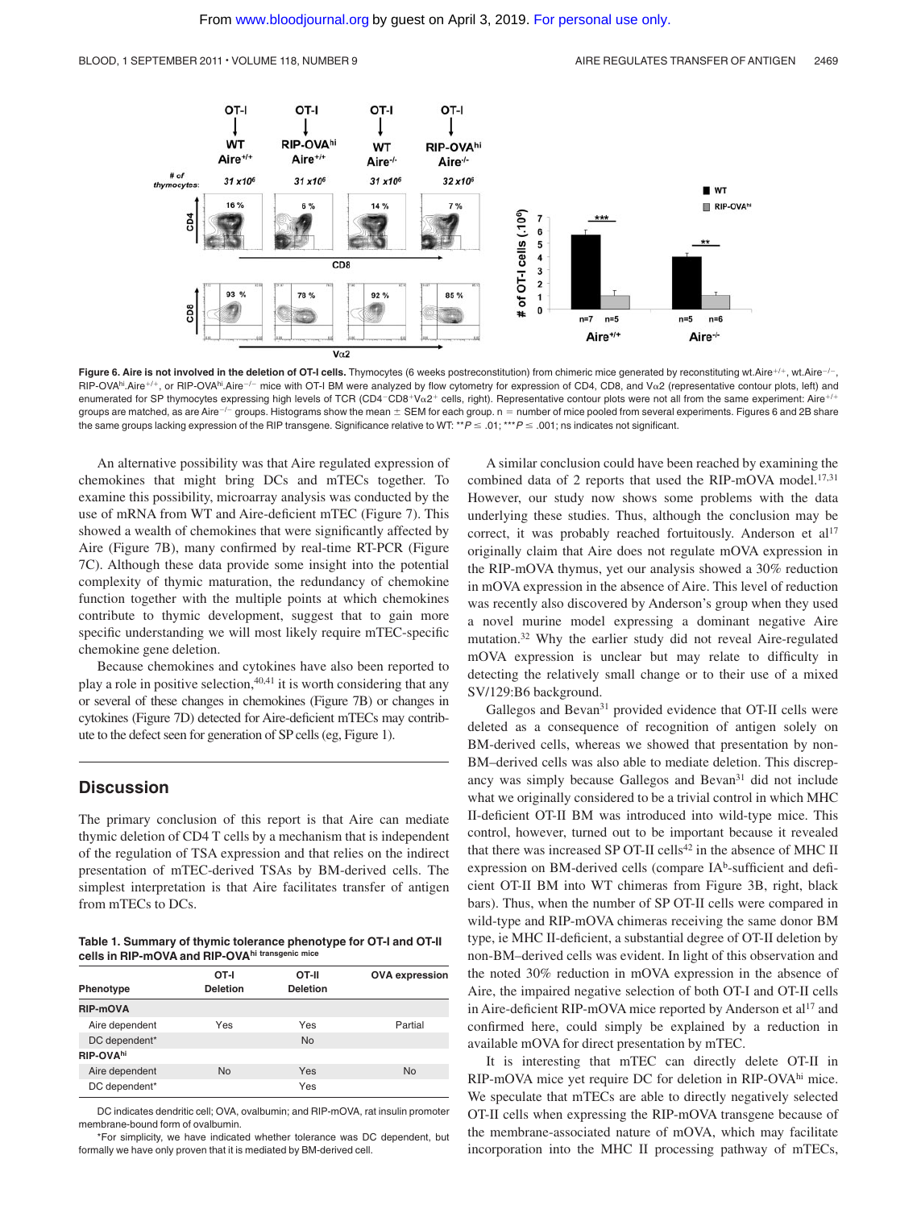**Figure 6. Aire is not involved in the deletion of OT-I cells.** Thymocytes (6 weeks postreconstitution) from chimeric mice generated by reconstituting wt.Aire$^{+/+}$, wt.Aire$^{-/-}$, RIP-OVA$^{hi}$.Aire$^{+/+}$, or RIP-OVA$^{hi}$.Aire$^{-/-}$ mice with OT-I BM were analyzed by flow cytometry for expression of CD4, CD8, and V$\alpha$2 (representative contour plots, left) and enumerated for SP thymocytes expressing high levels of TCR (CD4$^-$CD8$^+$V$\alpha$2$^+$ cells, right). Representative contour plots were not all from the same experiment: Aire$^{+/+}$ groups are matched, as are Aire$^{-/-}$ groups. Histograms show the mean ± SEM for each group. n = number of mice pooled from several experiments. Figures 6 and 2B share the same groups lacking expression of the RIP transgene. Significance relative to WT: $^{**}P \leq .01$; $^{***}P \leq .001$; ns indicates not significant.

An alternative possibility was that Aire regulated expression of chemokines that might bring DCs and mTECs together. To examine this possibility, microarray analysis was conducted by the use of mRNA from WT and Aire-deficient mTEC (Figure 7). This showed a wealth of chemokines that were significantly affected by Aire (Figure 7B), many confirmed by real-time RT-PCR (Figure 7C). Although these data provide some insight into the potential complexity of thymic maturation, the redundancy of chemokine function together with the multiple points at which chemokines contribute to thymic development, suggest that to gain more specific understanding we will most likely require mTEC-specific chemokine gene deletion.

Because chemokines and cytokines have also been reported to play a role in positive selection,[40,41] it is worth considering that any or several of these changes in chemokines (Figure 7B) or changes in cytokines (Figure 7D) detected for Aire-deficient mTECs may contribute to the defect seen for generation of SP cells (eg, Figure 1).

## Discussion

The primary conclusion of this report is that Aire can mediate thymic deletion of CD4 T cells by a mechanism that is independent of the regulation of TSA expression and that relies on the indirect presentation of mTEC-derived TSAs by BM-derived cells. The simplest interpretation is that Aire facilitates transfer of antigen from mTECs to DCs.

**Table 1. Summary of thymic tolerance phenotype for OT-I and OT-II cells in RIP-mOVA and RIP-OVA$^{hi}$ transgenic mice**

| Phenotype | OT-I Deletion | OT-II Deletion | OVA expression |
|---|---|---|---|
| **RIP-mOVA** | | | |
| Aire dependent | Yes | Yes | Partial |
| DC dependent* | | No | |
| **RIP-OVA$^{hi}$** | | | |
| Aire dependent | No | Yes | No |
| DC dependent* | | Yes | |

DC indicates dendritic cell; OVA, ovalbumin; and RIP-mOVA, rat insulin promoter membrane-bound form of ovalbumin.

*For simplicity, we have indicated whether tolerance was DC dependent, but formally we have only proven that it is mediated by BM-derived cell.

A similar conclusion could have been reached by examining the combined data of 2 reports that used the RIP-mOVA model.[17,31] However, our study now shows some problems with the data underlying these studies. Thus, although the conclusion may be correct, it was probably reached fortuitously. Anderson et al[17] originally claim that Aire does not regulate mOVA expression in the RIP-mOVA thymus, yet our analysis showed a 30% reduction in mOVA expression in the absence of Aire. This level of reduction was recently also discovered by Anderson's group when they used a novel murine model expressing a dominant negative Aire mutation.[32] Why the earlier study did not reveal Aire-regulated mOVA expression is unclear but may relate to difficulty in detecting the relatively small change or to their use of a mixed SV/129:B6 background.

Gallegos and Bevan[31] provided evidence that OT-II cells were deleted as a consequence of recognition of antigen solely on BM-derived cells, whereas we showed that presentation by non-BM–derived cells was also able to mediate deletion. This discrepancy was simply because Gallegos and Bevan[31] did not include what we originally considered to be a trivial control in which MHC II-deficient OT-II BM was introduced into wild-type mice. This control, however, turned out to be important because it revealed that there was increased SP OT-II cells[42] in the absence of MHC II expression on BM-derived cells (compare IA$^b$-sufficient and deficient OT-II BM into WT chimeras from Figure 3B, right, black bars). Thus, when the number of SP OT-II cells were compared in wild-type and RIP-mOVA chimeras receiving the same donor BM type, ie MHC II-deficient, a substantial degree of OT-II deletion by non-BM–derived cells was evident. In light of this observation and the noted 30% reduction in mOVA expression in the absence of Aire, the impaired negative selection of both OT-I and OT-II cells in Aire-deficient RIP-mOVA mice reported by Anderson et al[17] and confirmed here, could simply be explained by a reduction in available mOVA for direct presentation by mTEC.

It is interesting that mTEC can directly delete OT-II in RIP-mOVA mice yet require DC for deletion in RIP-OVA$^{hi}$ mice. We speculate that mTECs are able to directly negatively selected OT-II cells when expressing the RIP-mOVA transgene because of the membrane-associated nature of mOVA, which may facilitate incorporation into the MHC II processing pathway of mTECs,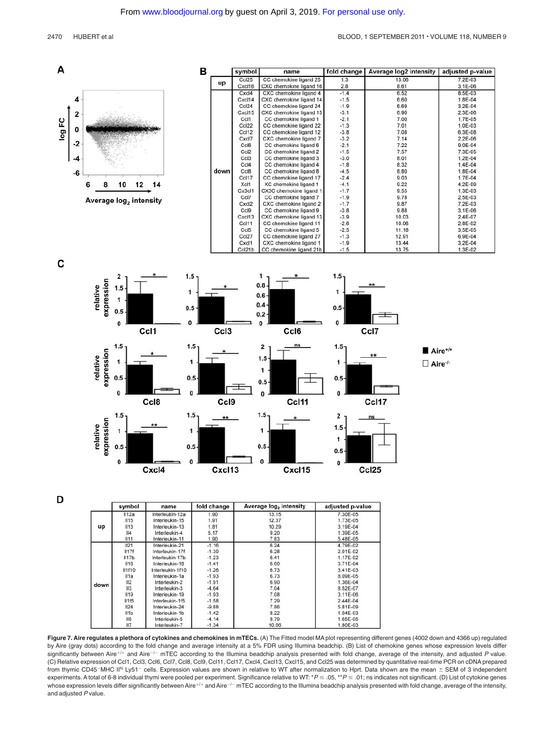**A**

**B**

| | symbol | name | fold change | Average log2 intensity | adjusted p-value |
|---|---|---|---|---|---|
| up | Ccl25 | CC chemokine ligand 25 | 1.3 | 13.06 | 7.2E-03 |
| | Cxcl16 | CXC chemokine ligand 16 | 2.8 | 8.61 | 3.1E-06 |
| down | Cxcl4 | CXC chemokine ligand 4 | -1.4 | 6.52 | 8.5E-03 |
| | Cxcl14 | CXC chemokine ligand 14 | -1.5 | 6.60 | 1.8E-04 |
| | Ccl24 | CC chemokine ligand 24 | -1.9 | 6.69 | 3.2E-04 |
| | Cxcl15 | CXC chemokine ligand 15 | -3.1 | 6.90 | 2.3E-06 |
| | Ccl1 | CC chemokine ligand 1 | -2.1 | 7.00 | 1.7E-05 |
| | Ccl22 | CC chemokine ligand 22 | -1.3 | 7.01 | 1.0E-03 |
| | Ccl12 | CC chemokine ligand 12 | -3.8 | 7.08 | 6.3E-08 |
| | Cxcl7 | CXC chemokine ligand 7 | -3.2 | 7.14 | 2.2E-06 |
| | Ccl6 | CC chemokine ligand 6 | -2.1 | 7.22 | 9.0E-04 |
| | Ccl2 | CC chemokine ligand 2 | -1.5 | 7.57 | 7.3E-05 |
| | Ccl3 | CC chemokine ligand 3 | -3.0 | 8.01 | 1.2E-04 |
| | Ccl4 | CC chemokine ligand 4 | -1.8 | 8.32 | 1.4E-04 |
| | Ccl8 | CC chemokine ligand 8 | -4.5 | 8.80 | 1.8E-04 |
| | Ccl17 | CC chemokine ligand 17 | -2.4 | 9.03 | 1.7E-04 |
| | Xcl1 | XC chemokine ligand 1 | -4.1 | 9.22 | 4.2E-09 |
| | Cx3cl1 | CX3C chemokine ligand 1 | -1.7 | 9.55 | 1.3E-03 |
| | Ccl7 | CC chemokine ligand 7 | -1.9 | 9.78 | 2.5E-03 |
| | Cxcl2 | CXC chemokine ligand 2 | -1.7 | 9.87 | 7.2E-03 |
| | Ccl9 | CC chemokine ligand 9 | -3.8 | 9.88 | 3.1E-06 |
| | Cxcl13 | CXC chemokine ligand 13 | -3.9 | 10.03 | 2.4E-07 |
| | Ccl11 | CC chemokine ligand 11 | -2.6 | 10.06 | 2.8E-02 |
| | Ccl5 | CC chemokine ligand 5 | -2.5 | 11.18 | 3.5E-05 |
| | Ccl27 | CC chemokine ligand 27 | -1.3 | 12.91 | 6.9E-04 |
| | Cxcl1 | CXC chemokine ligand 1 | -1.9 | 13.44 | 3.2E-04 |
| | Ccl21b | CC chemokine ligand 21b | -1.5 | 13.75 | 1.3E-02 |

**C**

**D**

| | symbol | name | fold change | Average log2 intensity | adjusted p-value |
|---|---|---|---|---|---|
| up | Il12a | Interleukin-12a | 1.90 | 13.15 | 7.30E-05 |
| | Il15 | Interleukin-15 | 1.91 | 12.37 | 1.73E-05 |
| | Il13 | Interleukin-13 | 1.81 | 10.29 | 3.19E-04 |
| | Il4 | Interleukin-4 | 5.17 | 9.20 | 1.39E-05 |
| | Il11 | Interleukin-11 | 1.90 | 7.83 | 5.48E-05 |
| down | Il21 | Interleukin-21 | -1.16 | 6.24 | 4.79E-02 |
| | Il17f | Interleukin-17f | -1.30 | 6.28 | 2.01E-02 |
| | Il17b | Interleukin-17b | -1.23 | 6.41 | 1.17E-02 |
| | Il18 | Interleukin-18 | -1.41 | 6.60 | 3.71E-04 |
| | Il1f10 | Interleukin-1f10 | -1.26 | 6.73 | 3.41E-03 |
| | Il1a | Interleukin-1a | -1.93 | 6.73 | 8.09E-05 |
| | Il2 | Interleukin-2 | -1.91 | 6.90 | 1.36E-04 |
| | Il3 | Interleukin-3 | -4.64 | 7.04 | 8.52E-07 |
| | Il19 | Interleukin-19 | -1.93 | 7.08 | 3.11E-06 |
| | Il1f5 | Interleukin-1f5 | -1.58 | 7.29 | 2.44E-04 |
| | Il24 | Interleukin-24 | -9.88 | 7.86 | 5.81E-09 |
| | Il1b | Interleukin-1b | -1.42 | 8.22 | 1.04E-03 |
| | Il5 | Interleukin-5 | -4.14 | 8.79 | 1.65E-05 |
| | Il7 | Interleukin-7 | -1.34 | 10.66 | 1.80E-03 |

**Figure 7. Aire regulates a plethora of cytokines and chemokines in mTECs.** (A) The Fitted model MA plot representing different genes (4002 down and 4366 up) regulated by Aire (gray dots) according to the fold change and average intensity at a 5% FDR using Illumina beadchip. (B) List of chemokine genes whose expression levels differ significantly between Aire$^{+/+}$ and Aire$^{-/-}$ mTEC according to the Illumina beadchip analysis presented with fold change, average of the intensity, and adjusted *P* value. (C) Relative expression of Ccl1, Ccl3, Ccl6, Ccl7, Ccl8, Ccl9, Ccl11, Ccl17, Cxcl4, Cxcl13, Cxcl15, and Ccl25 was determined by quantitative real-time PCR on cDNA prepared from thymic CD45$^{-}$MHC II$^{hi}$ Ly51$^{-}$ cells. Expression values are shown in relative to WT after normalization to Hprt. Data shown are the mean ± SEM of 3 independent experiments. A total of 6-8 individual thymi were pooled per experiment. Significance relative to WT: \**P* ≤ .05, \*\**P* ≤ .01; ns indicates not significant. (D) List of cytokine genes whose expression levels differ significantly between Aire$^{+/+}$ and Aire$^{-/-}$ mTEC according to the Illumina beadchip analysis presented with fold change, average of the intensity, and adjusted *P* value.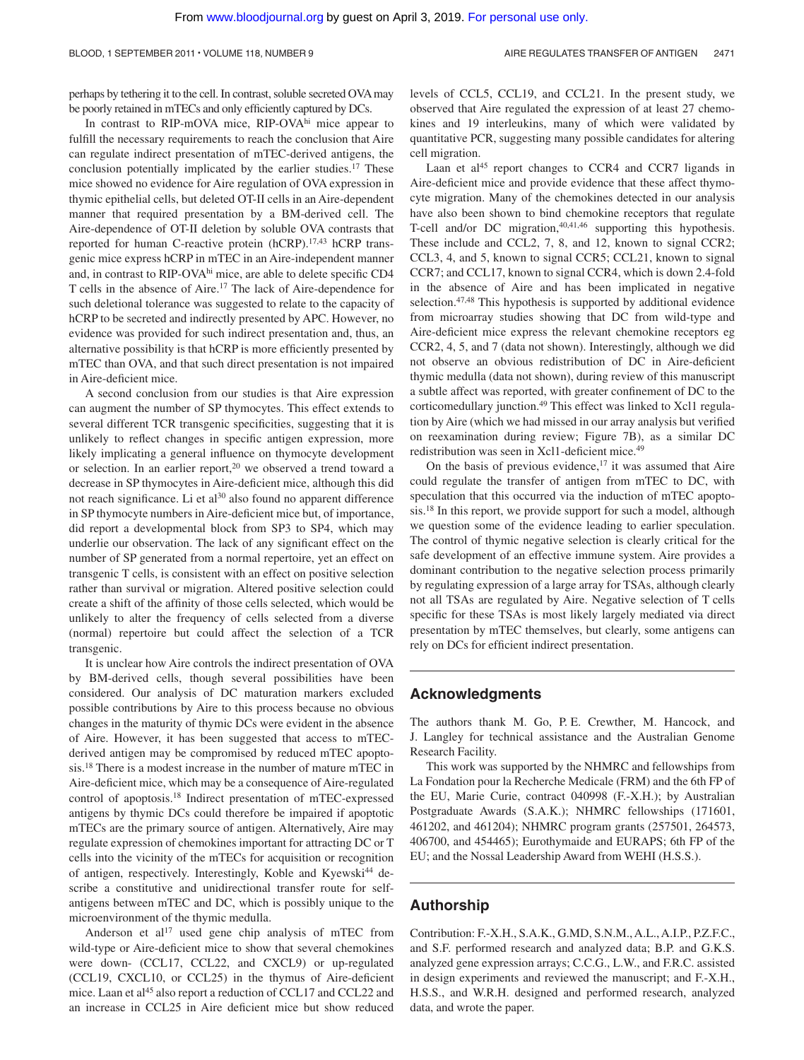perhaps by tethering it to the cell. In contrast, soluble secreted OVA may be poorly retained in mTECs and only efficiently captured by DCs.

In contrast to RIP-mOVA mice, RIP-OVA$^{hi}$ mice appear to fulfill the necessary requirements to reach the conclusion that Aire can regulate indirect presentation of mTEC-derived antigens, the conclusion potentially implicated by the earlier studies.[17] These mice showed no evidence for Aire regulation of OVA expression in thymic epithelial cells, but deleted OT-II cells in an Aire-dependent manner that required presentation by a BM-derived cell. The Aire-dependence of OT-II deletion by soluble OVA contrasts that reported for human C-reactive protein (hCRP).[17,43] hCRP transgenic mice express hCRP in mTEC in an Aire-independent manner and, in contrast to RIP-OVA$^{hi}$ mice, are able to delete specific CD4 T cells in the absence of Aire.[17] The lack of Aire-dependence for such deletional tolerance was suggested to relate to the capacity of hCRP to be secreted and indirectly presented by APC. However, no evidence was provided for such indirect presentation and, thus, an alternative possibility is that hCRP is more efficiently presented by mTEC than OVA, and that such direct presentation is not impaired in Aire-deficient mice.

A second conclusion from our studies is that Aire expression can augment the number of SP thymocytes. This effect extends to several different TCR transgenic specificities, suggesting that it is unlikely to reflect changes in specific antigen expression, more likely implicating a general influence on thymocyte development or selection. In an earlier report,[20] we observed a trend toward a decrease in SP thymocytes in Aire-deficient mice, although this did not reach significance. Li et al[30] also found no apparent difference in SP thymocyte numbers in Aire-deficient mice but, of importance, did report a developmental block from SP3 to SP4, which may underlie our observation. The lack of any significant effect on the number of SP generated from a normal repertoire, yet an effect on transgenic T cells, is consistent with an effect on positive selection rather than survival or migration. Altered positive selection could create a shift of the affinity of those cells selected, which would be unlikely to alter the frequency of cells selected from a diverse (normal) repertoire but could affect the selection of a TCR transgenic.

It is unclear how Aire controls the indirect presentation of OVA by BM-derived cells, though several possibilities have been considered. Our analysis of DC maturation markers excluded possible contributions by Aire to this process because no obvious changes in the maturity of thymic DCs were evident in the absence of Aire. However, it has been suggested that access to mTEC-derived antigen may be compromised by reduced mTEC apoptosis.[18] There is a modest increase in the number of mature mTEC in Aire-deficient mice, which may be a consequence of Aire-regulated control of apoptosis.[18] Indirect presentation of mTEC-expressed antigens by thymic DCs could therefore be impaired if apoptotic mTECs are the primary source of antigen. Alternatively, Aire may regulate expression of chemokines important for attracting DC or T cells into the vicinity of the mTECs for acquisition or recognition of antigen, respectively. Interestingly, Koble and Kyewski[44] describe a constitutive and unidirectional transfer route for self-antigens between mTEC and DC, which is possibly unique to the microenvironment of the thymic medulla.

Anderson et al[17] used gene chip analysis of mTEC from wild-type or Aire-deficient mice to show that several chemokines were down- (CCL17, CCL22, and CXCL9) or up-regulated (CCL19, CXCL10, or CCL25) in the thymus of Aire-deficient mice. Laan et al[45] also report a reduction of CCL17 and CCL22 and an increase in CCL25 in Aire deficient mice but show reduced levels of CCL5, CCL19, and CCL21. In the present study, we observed that Aire regulated the expression of at least 27 chemokines and 19 interleukins, many of which were validated by quantitative PCR, suggesting many possible candidates for altering cell migration.

Laan et al[45] report changes to CCR4 and CCR7 ligands in Aire-deficient mice and provide evidence that these affect thymocyte migration. Many of the chemokines detected in our analysis have also been shown to bind chemokine receptors that regulate T-cell and/or DC migration,[40,41,46] supporting this hypothesis. These include and CCL2, 7, 8, and 12, known to signal CCR2; CCL3, 4, and 5, known to signal CCR5; CCL21, known to signal CCR7; and CCL17, known to signal CCR4, which is down 2.4-fold in the absence of Aire and has been implicated in negative selection.[47,48] This hypothesis is supported by additional evidence from microarray studies showing that DC from wild-type and Aire-deficient mice express the relevant chemokine receptors eg CCR2, 4, 5, and 7 (data not shown). Interestingly, although we did not observe an obvious redistribution of DC in Aire-deficient thymic medulla (data not shown), during review of this manuscript a subtle affect was reported, with greater confinement of DC to the corticomedullary junction.[49] This effect was linked to Xcl1 regulation by Aire (which we had missed in our array analysis but verified on reexamination during review; Figure 7B), as a similar DC redistribution was seen in Xcl1-deficient mice.[49]

On the basis of previous evidence,[17] it was assumed that Aire could regulate the transfer of antigen from mTEC to DC, with speculation that this occurred via the induction of mTEC apoptosis.[18] In this report, we provide support for such a model, although we question some of the evidence leading to earlier speculation. The control of thymic negative selection is clearly critical for the safe development of an effective immune system. Aire provides a dominant contribution to the negative selection process primarily by regulating expression of a large array for TSAs, although clearly not all TSAs are regulated by Aire. Negative selection of T cells specific for these TSAs is most likely largely mediated via direct presentation by mTEC themselves, but clearly, some antigens can rely on DCs for efficient indirect presentation.

## Acknowledgments

The authors thank M. Go, P. E. Crewther, M. Hancock, and J. Langley for technical assistance and the Australian Genome Research Facility.

This work was supported by the NHMRC and fellowships from La Fondation pour la Recherche Medicale (FRM) and the 6th FP of the EU, Marie Curie, contract 040998 (F.-X.H.); by Australian Postgraduate Awards (S.A.K.); NHMRC fellowships (171601, 461202, and 461204); NHMRC program grants (257501, 264573, 406700, and 454465); Eurothymaide and EURAPS; 6th FP of the EU; and the Nossal Leadership Award from WEHI (H.S.S.).

## Authorship

Contribution: F.-X.H., S.A.K., G.MD, S.N.M., A.L., A.I.P., P.Z.F.C., and S.F. performed research and analyzed data; B.P. and G.K.S. analyzed gene expression arrays; C.C.G., L.W., and F.R.C. assisted in design experiments and reviewed the manuscript; and F.-X.H., H.S.S., and W.R.H. designed and performed research, analyzed data, and wrote the paper.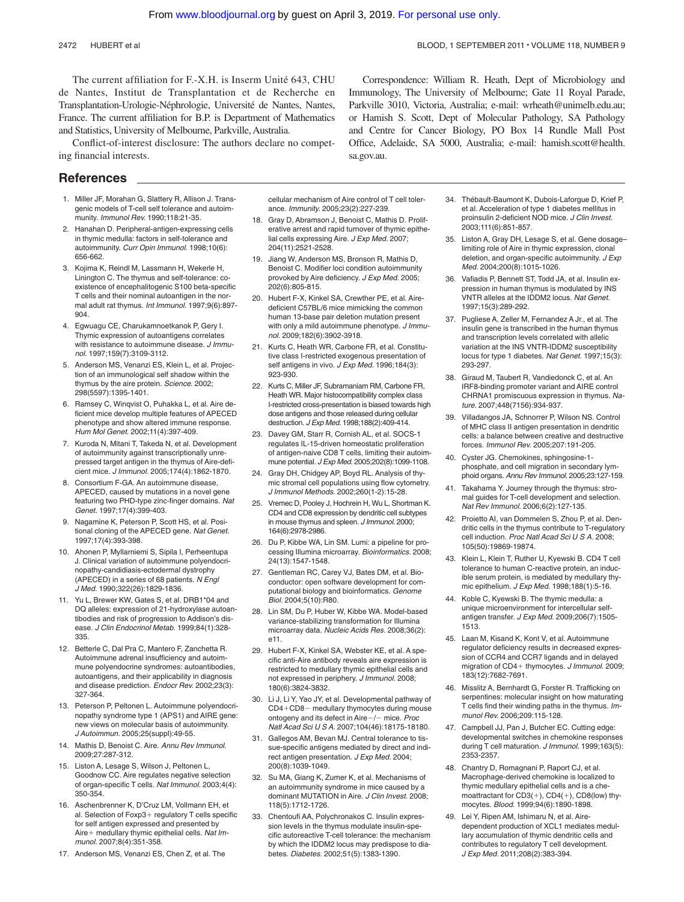The current affiliation for F.-X.H. is Inserm Unité 643, CHU de Nantes, Institut de Transplantation et de Recherche en Transplantation-Urologie-Néphrologie, Université de Nantes, Nantes, France. The current affiliation for B.P. is Department of Mathematics and Statistics, University of Melbourne, Parkville, Australia.

Conflict-of-interest disclosure: The authors declare no competing financial interests.

Correspondence: William R. Heath, Dept of Microbiology and Immunology, The University of Melbourne; Gate 11 Royal Parade, Parkville 3010, Victoria, Australia; e-mail: wrheath@unimelb.edu.au; or Hamish S. Scott, Dept of Molecular Pathology, SA Pathology and Centre for Cancer Biology, PO Box 14 Rundle Mall Post Office, Adelaide, SA 5000, Australia; e-mail: hamish.scott@health.sa.gov.au.

## References

1. Miller JF, Morahan G, Slattery R, Allison J. Transgenic models of T-cell self tolerance and autoimmunity. *Immunol Rev.* 1990;118:21-35.
2. Hanahan D. Peripheral-antigen-expressing cells in thymic medulla: factors in self-tolerance and autoimmunity. *Curr Opin Immunol.* 1998;10(6):656-662.
3. Kojima K, Reindl M, Lassmann H, Wekerle H, Linington C. The thymus and self-tolerance: co-existence of encephalitogenic S100 beta-specific T cells and their nominal autoantigen in the normal adult rat thymus. *Int Immunol.* 1997;9(6):897-904.
4. Egwuagu CE, Charukamnoetkanok P, Gery I. Thymic expression of autoantigens correlates with resistance to autoimmune disease. *J Immunol.* 1997;159(7):3109-3112.
5. Anderson MS, Venanzi ES, Klein L, et al. Projection of an immunological self shadow within the thymus by the aire protein. *Science.* 2002; 298(5597):1395-1401.
6. Ramsey C, Winqvist O, Puhakka L, et al. Aire deficient mice develop multiple features of APECED phenotype and show altered immune response. *Hum Mol Genet.* 2002;11(4):397-409.
7. Kuroda N, Mitani T, Takeda N, et al. Development of autoimmunity against transcriptionally unrepressed target antigen in the thymus of Aire-deficient mice. *J Immunol.* 2005;174(4):1862-1870.
8. Consortium F-GA. An autoimmune disease, APECED, caused by mutations in a novel gene featuring two PHD-type zinc-finger domains. *Nat Genet.* 1997;17(4):399-403.
9. Nagamine K, Peterson P, Scott HS, et al. Positional cloning of the APECED gene. *Nat Genet.* 1997;17(4):393-398.
10. Ahonen P, Myllarniemi S, Sipila I, Perheentupa J. Clinical variation of autoimmune polyendocrinopathy-candidiasis-ectodermal dystrophy (APECED) in a series of 68 patients. *N Engl J Med.* 1990;322(26):1829-1836.
11. Yu L, Brewer KW, Gates S, et al. DRB1*04 and DQ alleles: expression of 21-hydroxylase autoantibodies and risk of progression to Addison's disease. *J Clin Endocrinol Metab.* 1999;84(1):328-335.
12. Betterle C, Dal Pra C, Mantero F, Zanchetta R. Autoimmune adrenal insufficiency and autoimmune polyendocrine syndromes: autoantibodies, autoantigens, and their applicability in diagnosis and disease prediction. *Endocr Rev.* 2002;23(3):327-364.
13. Peterson P, Peltonen L. Autoimmune polyendocrinopathy syndrome type 1 (APS1) and AIRE gene: new views on molecular basis of autoimmunity. *J Autoimmun.* 2005;25(suppl):49-55.
14. Mathis D, Benoist C. Aire. *Annu Rev Immunol.* 2009;27:287-312.
15. Liston A, Lesage S, Wilson J, Peltonen L, Goodnow CC. Aire regulates negative selection of organ-specific T cells. *Nat Immunol.* 2003;4(4):350-354.
16. Aschenbrenner K, D'Cruz LM, Vollmann EH, et al. Selection of Foxp3+ regulatory T cells specific for self antigen expressed and presented by Aire+ medullary thymic epithelial cells. *Nat Immunol.* 2007;8(4):351-358.
17. Anderson MS, Venanzi ES, Chen Z, et al. The cellular mechanism of Aire control of T cell tolerance. *Immunity.* 2005;23(2):227-239.
18. Gray D, Abramson J, Benoist C, Mathis D. Proliferative arrest and rapid turnover of thymic epithelial cells expressing Aire. *J Exp Med.* 2007; 204(11):2521-2528.
19. Jiang W, Anderson MS, Bronson R, Mathis D, Benoist C. Modifier loci condition autoimmunity provoked by Aire deficiency. *J Exp Med.* 2005; 202(6):805-815.
20. Hubert F-X, Kinkel SA, Crewther PE, et al. Aire-deficient C57BL/6 mice mimicking the common human 13-base pair deletion mutation present with only a mild autoimmune phenotype. *J Immunol.* 2009;182(6):3902-3918.
21. Kurts C, Heath WR, Carbone FR, et al. Constitutive class I-restricted exogenous presentation of self antigens in vivo. *J Exp Med.* 1996;184(3):923-930.
22. Kurts C, Miller JF, Subramaniam RM, Carbone FR, Heath WR. Major histocompatibility complex class I-restricted cross-presentation is biased towards high dose antigens and those released during cellular destruction. *J Exp Med.* 1998;188(2):409-414.
23. Davey GM, Starr R, Cornish AL, et al. SOCS-1 regulates IL-15-driven homeostatic proliferation of antigen-naive CD8 T cells, limiting their autoimmune potential. *J Exp Med.* 2005;202(8):1099-1108.
24. Gray DH, Chidgey AP, Boyd RL. Analysis of thymic stromal cell populations using flow cytometry. *J Immunol Methods.* 2002;260(1-2):15-28.
25. Vremec D, Pooley J, Hochrein H, Wu L, Shortman K. CD4 and CD8 expression by dendritic cell subtypes in mouse thymus and spleen. *J Immunol.* 2000; 164(6):2978-2986.
26. Du P, Kibbe WA, Lin SM. Lumi: a pipeline for processing Illumina microarray. *Bioinformatics.* 2008; 24(13):1547-1548.
27. Gentleman RC, Carey VJ, Bates DM, et al. Bioconductor: open software development for computational biology and bioinformatics. *Genome Biol.* 2004;5(10):R80.
28. Lin SM, Du P, Huber W, Kibbe WA. Model-based variance-stabilizing transformation for Illumina microarray data. *Nucleic Acids Res.* 2008;36(2): e11.
29. Hubert F-X, Kinkel SA, Webster KE, et al. A specific anti-Aire antibody reveals aire expression is restricted to medullary thymic epithelial cells and not expressed in periphery. *J Immunol.* 2008; 180(6):3824-3832.
30. Li J, Li Y, Yao JY, et al. Developmental pathway of CD4+CD8− medullary thymocytes during mouse ontogeny and its defect in Aire−/− mice. *Proc Natl Acad Sci U S A.* 2007;104(46):18175-18180.
31. Gallegos AM, Bevan MJ. Central tolerance to tissue-specific antigens mediated by direct and indirect antigen presentation. *J Exp Med.* 2004; 200(8):1039-1049.
32. Su MA, Giang K, Zumer K, et al. Mechanisms of an autoimmunity syndrome in mice caused by a dominant MUTATION in Aire. *J Clin Invest.* 2008; 118(5):1712-1726.
33. Chentoufi AA, Polychronakos C. Insulin expression levels in the thymus modulate insulin-specific autoreactive T-cell tolerance: the mechanism by which the IDDM2 locus may predispose to diabetes. *Diabetes.* 2002;51(5):1383-1390.
34. Thébault-Baumont K, Dubois-Laforgue D, Krief P, et al. Acceleration of type 1 diabetes mellitus in proinsulin 2-deficient NOD mice. *J Clin Invest.* 2003;111(6):851-857.
35. Liston A, Gray DH, Lesage S, et al. Gene dosage–limiting role of Aire in thymic expression, clonal deletion, and organ-specific autoimmunity. *J Exp Med.* 2004;200(8):1015-1026.
36. Vafiadis P, Bennett ST, Todd JA, et al. Insulin expression in human thymus is modulated by INS VNTR alleles at the IDDM2 locus. *Nat Genet.* 1997;15(3):289-292.
37. Pugliese A, Zeller M, Fernandez A Jr., et al. The insulin gene is transcribed in the human thymus and transcription levels correlated with allelic variation at the INS VNTR-IDDM2 susceptibility locus for type 1 diabetes. *Nat Genet.* 1997;15(3): 293-297.
38. Giraud M, Taubert R, Vandiedonck C, et al. An IRF8-binding promoter variant and AIRE control CHRNA1 promiscuous expression in thymus. *Nature.* 2007;448(7156):934-937.
39. Villadangos JA, Schnorrer P, Wilson NS. Control of MHC class II antigen presentation in dendritic cells: a balance between creative and destructive forces. *Immunol Rev.* 2005;207:191-205.
40. Cyster JG. Chemokines, sphingosine-1-phosphate, and cell migration in secondary lymphoid organs. *Annu Rev Immunol.* 2005;23:127-159.
41. Takahama Y. Journey through the thymus: stromal guides for T-cell development and selection. *Nat Rev Immunol.* 2006;6(2):127-135.
42. Proietto AI, van Dommelen S, Zhou P, et al. Dendritic cells in the thymus contribute to T-regulatory cell induction. *Proc Natl Acad Sci U S A.* 2008; 105(50):19869-19874.
43. Klein L, Klein T, Ruther U, Kyewski B. CD4 T cell tolerance to human C-reactive protein, an inducible serum protein, is mediated by medullary thymic epithelium. *J Exp Med.* 1998;188(1):5-16.
44. Koble C, Kyewski B. The thymic medulla: a unique microenvironment for intercellular self-antigen transfer. *J Exp Med.* 2009;206(7):1505-1513.
45. Laan M, Kisand K, Kont V, et al. Autoimmune regulator deficiency results in decreased expression of CCR4 and CCR7 ligands and in delayed migration of CD4+ thymocytes. *J Immunol.* 2009; 183(12):7682-7691.
46. Misslitz A, Bernhardt G, Forster R. Trafficking on serpentines: molecular insight on how maturating T cells find their winding paths in the thymus. *Immunol Rev.* 2006;209:115-128.
47. Campbell JJ, Pan J, Butcher EC. Cutting edge: developmental switches in chemokine responses during T cell maturation. *J Immunol.* 1999;163(5): 2353-2357.
48. Chantry D, Romagnani P, Raport CJ, et al. Macrophage-derived chemokine is localized to thymic medullary epithelial cells and is a chemoattractant for CD3(+), CD4(+), CD8(low) thymocytes. *Blood.* 1999;94(6):1890-1898.
49. Lei Y, Ripen AM, Ishimaru N, et al. Aire-dependent production of XCL1 mediates medullary accumulation of thymic dendritic cells and contributes to regulatory T cell development. *J Exp Med.* 2011;208(2):383-394.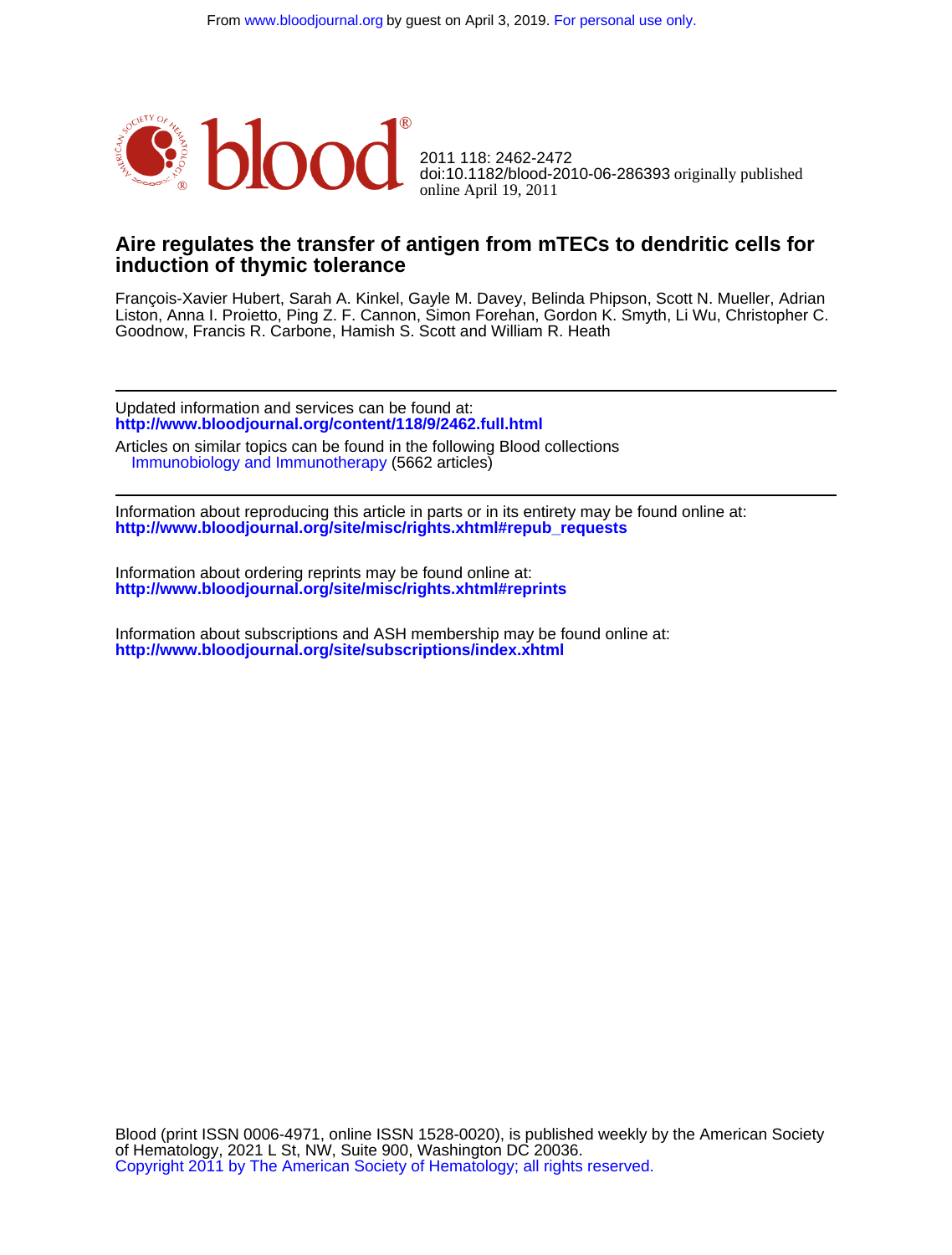From www.bloodjournal.org by guest on April 3, 2019. For personal use only.

2011 118: 2462-2472
doi:10.1182/blood-2010-06-286393 originally published online April 19, 2011

# Aire regulates the transfer of antigen from mTECs to dendritic cells for induction of thymic tolerance

François-Xavier Hubert, Sarah A. Kinkel, Gayle M. Davey, Belinda Phipson, Scott N. Mueller, Adrian Liston, Anna I. Proietto, Ping Z. F. Cannon, Simon Forehan, Gordon K. Smyth, Li Wu, Christopher C. Goodnow, Francis R. Carbone, Hamish S. Scott and William R. Heath

---

Updated information and services can be found at:
**http://www.bloodjournal.org/content/118/9/2462.full.html**

Articles on similar topics can be found in the following Blood collections
Immunobiology and Immunotherapy (5662 articles)

---

Information about reproducing this article in parts or in its entirety may be found online at:
**http://www.bloodjournal.org/site/misc/rights.xhtml#repub_requests**

Information about ordering reprints may be found online at:
**http://www.bloodjournal.org/site/misc/rights.xhtml#reprints**

Information about subscriptions and ASH membership may be found online at:
**http://www.bloodjournal.org/site/subscriptions/index.xhtml**

Blood (print ISSN 0006-4971, online ISSN 1528-0020), is published weekly by the American Society of Hematology, 2021 L St, NW, Suite 900, Washington DC 20036.
Copyright 2011 by The American Society of Hematology; all rights reserved.